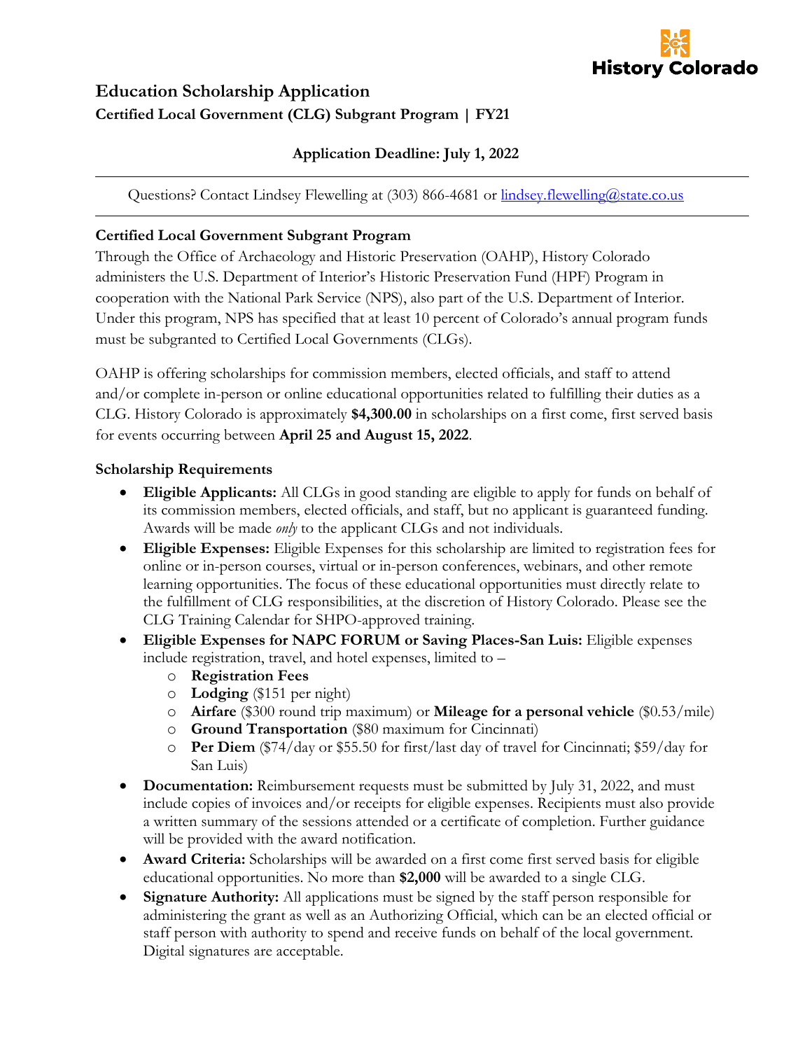History Colorado

# Education Scholarship Application

**Certified Local Government (CLG) Subgrant Program | FY21**

**Application Deadline: July 1, 2022**

---

Questions? Contact Lindsey Flewelling at (303) 866-4681 or [lindsey.flewelling@state.co.us](mailto:lindsey.flewelling@state.co.us)

---

## Certified Local Government Subgrant Program

Through the Office of Archaeology and Historic Preservation (OAHP), History Colorado administers the U.S. Department of Interior's Historic Preservation Fund (HPF) Program in cooperation with the National Park Service (NPS), also part of the U.S. Department of Interior. Under this program, NPS has specified that at least 10 percent of Colorado's annual program funds must be subgranted to Certified Local Governments (CLGs).

OAHP is offering scholarships for commission members, elected officials, and staff to attend and/or complete in-person or online educational opportunities related to fulfilling their duties as a CLG. History Colorado is approximately **$4,300.00** in scholarships on a first come, first served basis for events occurring between **April 25 and August 15, 2022**.

## Scholarship Requirements

- **Eligible Applicants:** All CLGs in good standing are eligible to apply for funds on behalf of its commission members, elected officials, and staff, but no applicant is guaranteed funding. Awards will be made *only* to the applicant CLGs and not individuals.
- **Eligible Expenses:** Eligible Expenses for this scholarship are limited to registration fees for online or in-person courses, virtual or in-person conferences, webinars, and other remote learning opportunities. The focus of these educational opportunities must directly relate to the fulfillment of CLG responsibilities, at the discretion of History Colorado. Please see the CLG Training Calendar for SHPO-approved training.
- **Eligible Expenses for NAPC FORUM or Saving Places-San Luis:** Eligible expenses include registration, travel, and hotel expenses, limited to –
  - **Registration Fees**
  - **Lodging** ($151 per night)
  - **Airfare** ($300 round trip maximum) or **Mileage for a personal vehicle** ($0.53/mile)
  - **Ground Transportation** ($80 maximum for Cincinnati)
  - **Per Diem** ($74/day or $55.50 for first/last day of travel for Cincinnati; $59/day for San Luis)
- **Documentation:** Reimbursement requests must be submitted by July 31, 2022, and must include copies of invoices and/or receipts for eligible expenses. Recipients must also provide a written summary of the sessions attended or a certificate of completion. Further guidance will be provided with the award notification.
- **Award Criteria:** Scholarships will be awarded on a first come first served basis for eligible educational opportunities. No more than **$2,000** will be awarded to a single CLG.
- **Signature Authority:** All applications must be signed by the staff person responsible for administering the grant as well as an Authorizing Official, which can be an elected official or staff person with authority to spend and receive funds on behalf of the local government. Digital signatures are acceptable.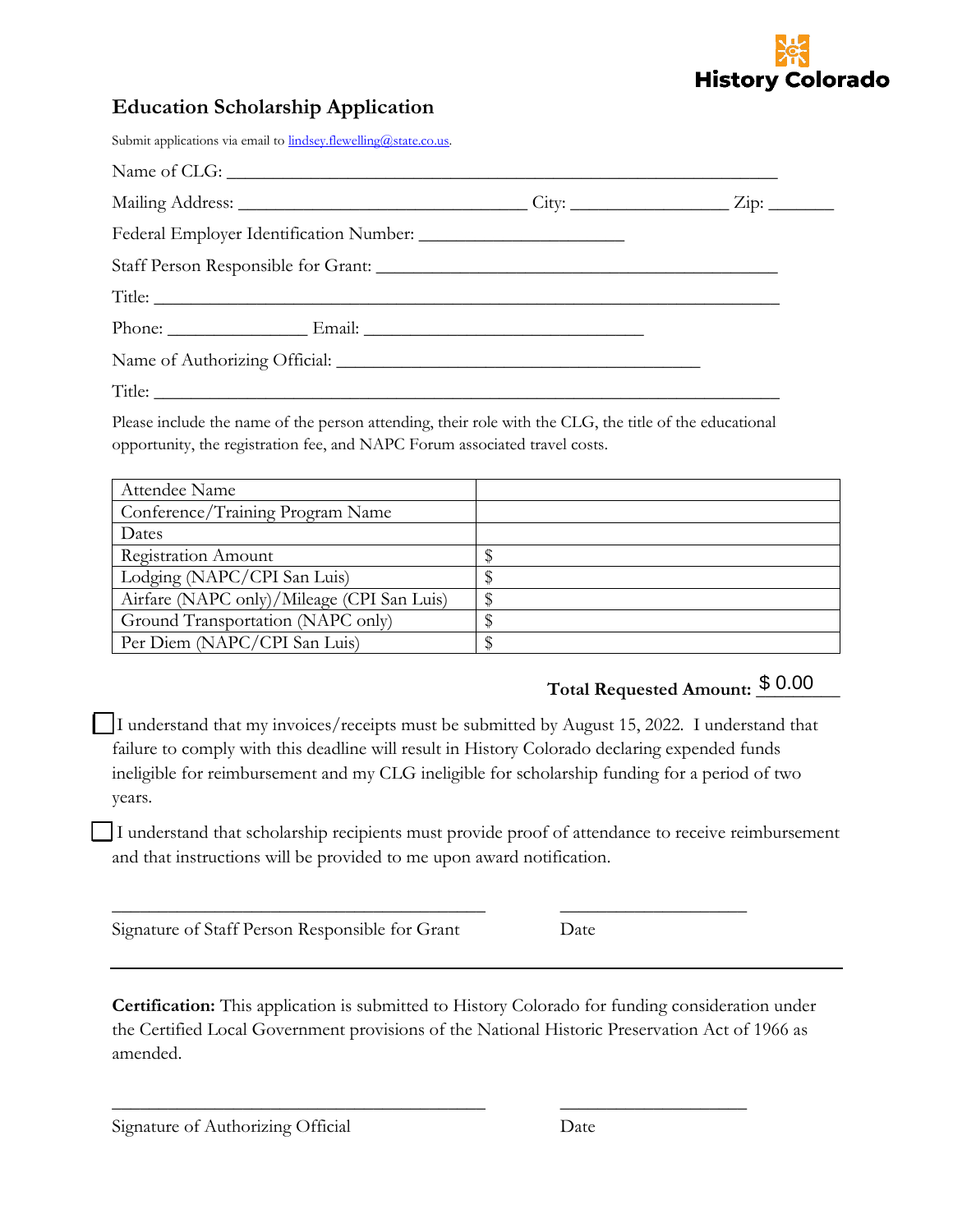# Education Scholarship Application

Submit applications via email to lindsey.flewelling@state.co.us.

Name of CLG: ____________________________________________

Mailing Address: ______________________ City: ____________ Zip: ______

Federal Employer Identification Number: ________________

Staff Person Responsible for Grant: ______________________________

Title: ____________________________________________

Phone: ___________ Email: ______________________

Name of Authorizing Official: ____________________________

Title: ____________________________________________

Please include the name of the person attending, their role with the CLG, the title of the educational opportunity, the registration fee, and NAPC Forum associated travel costs.

| | |
|---|---|
| Attendee Name | |
| Conference/Training Program Name | |
| Dates | |
| Registration Amount | $ |
| Lodging (NAPC/CPI San Luis) | $ |
| Airfare (NAPC only)/Mileage (CPI San Luis) | $ |
| Ground Transportation (NAPC only) | $ |
| Per Diem (NAPC/CPI San Luis) | $ |

**Total Requested Amount:** $ 0.00

☐ I understand that my invoices/receipts must be submitted by August 15, 2022. I understand that failure to comply with this deadline will result in History Colorado declaring expended funds ineligible for reimbursement and my CLG ineligible for scholarship funding for a period of two years.

☐ I understand that scholarship recipients must provide proof of attendance to receive reimbursement and that instructions will be provided to me upon award notification.

______________________________ ______________

Signature of Staff Person Responsible for Grant Date

---

**Certification:** This application is submitted to History Colorado for funding consideration under the Certified Local Government provisions of the National Historic Preservation Act of 1966 as amended.

______________________________ ______________

Signature of Authorizing Official Date